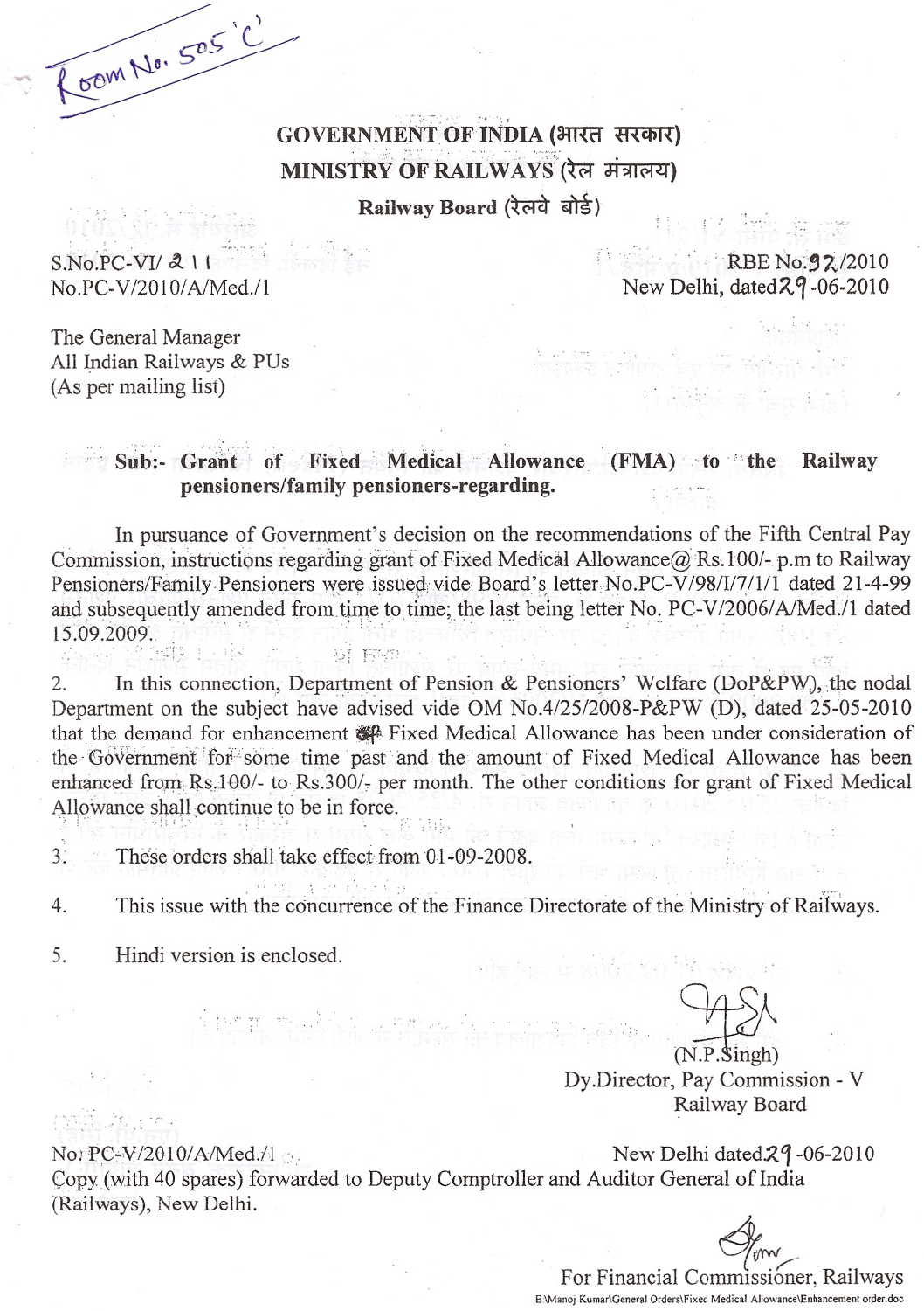Room No. 505 'C'

**GOVERNMENT OF INDIA (भारत सरकार)**
**MINISTRY OF RAILWAYS (रेल मंत्रालय)**
**Railway Board (रेलवे बोर्ड)**

S.No.PC-VI/ 211
No.PC-V/2010/A/Med./1

RBE No.92/2010
New Delhi, dated 29-06-2010

The General Manager
All Indian Railways & PUs
(As per mailing list)

**Sub:- Grant of Fixed Medical Allowance (FMA) to the Railway pensioners/family pensioners-regarding.**

In pursuance of Government's decision on the recommendations of the Fifth Central Pay Commission, instructions regarding grant of Fixed Medical Allowance@ Rs.100/- p.m to Railway Pensioners/Family Pensioners were issued vide Board's letter No.PC-V/98/I/7/1/1 dated 21-4-99 and subsequently amended from time to time; the last being letter No. PC-V/2006/A/Med./1 dated 15.09.2009.

2. In this connection, Department of Pension & Pensioners' Welfare (DoP&PW), the nodal Department on the subject have advised vide OM No.4/25/2008-P&PW (D), dated 25-05-2010 that the demand for enhancement of Fixed Medical Allowance has been under consideration of the Government for some time past and the amount of Fixed Medical Allowance has been enhanced from Rs.100/- to Rs.300/- per month. The other conditions for grant of Fixed Medical Allowance shall continue to be in force.

3. These orders shall take effect from 01-09-2008.

4. This issue with the concurrence of the Finance Directorate of the Ministry of Railways.

5. Hindi version is enclosed.

(N.P.Singh)
Dy.Director, Pay Commission - V
Railway Board

No: PC-V/2010/A/Med./1

New Delhi dated 29-06-2010

Copy (with 40 spares) forwarded to Deputy Comptroller and Auditor General of India (Railways), New Delhi.

For Financial Commissioner, Railways

E:\Manoj Kumar\General Orders\Fixed Medical Allowance\Enhancement order.doc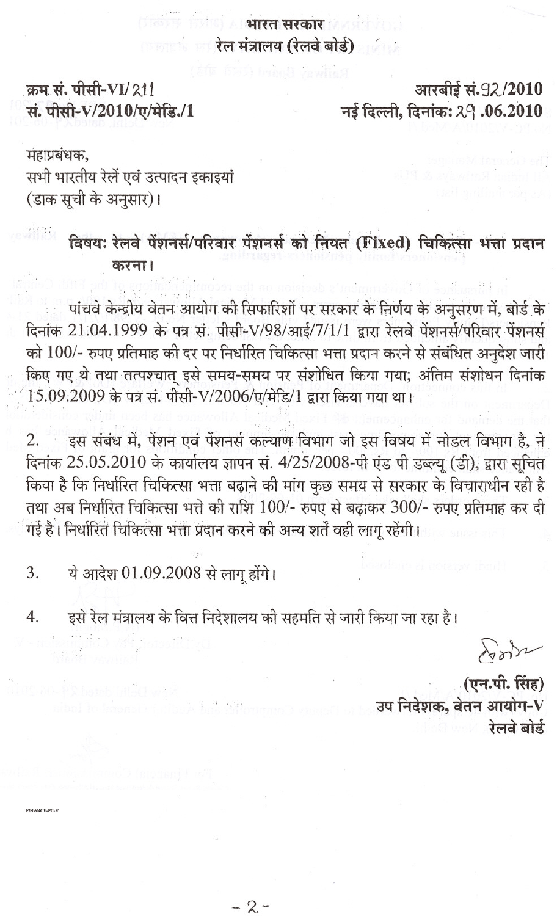**भारत सरकार**
**रेल मंत्रालय (रेलवे बोर्ड)**

**क्रम सं. पीसी-VI/ 211**
**सं. पीसी-V/2010/ए/मेडि./1**

**आरबीई सं.92/2010**
**नई दिल्ली, दिनांक: 29 .06.2010**

महाप्रबंधक,
सभी भारतीय रेलें एवं उत्पादन इकाइयां
(डाक सूची के अनुसार)।

**विषयः रेलवे पेंशनर्स/परिवार पेंशनर्स को नियत (Fixed) चिकित्सा भत्ता प्रदान करना।**

पांचवे केन्द्रीय वेतन आयोग की सिफारिशों पर सरकार के निर्णय के अनुसरण में, बोर्ड के दिनांक 21.04.1999 के पत्र सं. पीसी-V/98/आई/7/1/1 द्वारा रेलवे पेंशनर्स/परिवार पेंशनर्स को 100/- रुपए प्रतिमाह की दर पर निर्धारित चिकित्सा भत्ता प्रदान करने से संबंधित अनुदेश जारी किए गए थे तथा तत्पश्चात् इसे समय-समय पर संशोधित किया गया; अंतिम संशोधन दिनांक 15.09.2009 के पत्र सं. पीसी-V/2006/ए/मेडि/1 द्वारा किया गया था।

2. इस संबंध में, पेंशन एवं पेंशनर्स कल्याण विभाग जो इस विषय में नोडल विभाग है, ने दिनांक 25.05.2010 के कार्यालय ज्ञापन सं. 4/25/2008-पी एंड पी डब्ल्यू (डी), द्वारा सूचित किया है कि निर्धारित चिकित्सा भत्ता बढ़ाने की मांग कुछ समय से सरकार के विचाराधीन रही है तथा अब निर्धारित चिकित्सा भत्ते की राशि 100/- रुपए से बढ़ाकर 300/- रुपए प्रतिमाह कर दी गई है। निर्धारित चिकित्सा भत्ता प्रदान करने की अन्य शर्तें वही लागू रहेंगी।

3. ये आदेश 01.09.2008 से लागू होंगे।

4. इसे रेल मंत्रालय के वित्त निदेशालय की सहमति से जारी किया जा रहा है।

(एन.पी. सिंह)
उप निदेशक, वेतन आयोग-V
रेलवे बोर्ड

FINANCE-PC-V